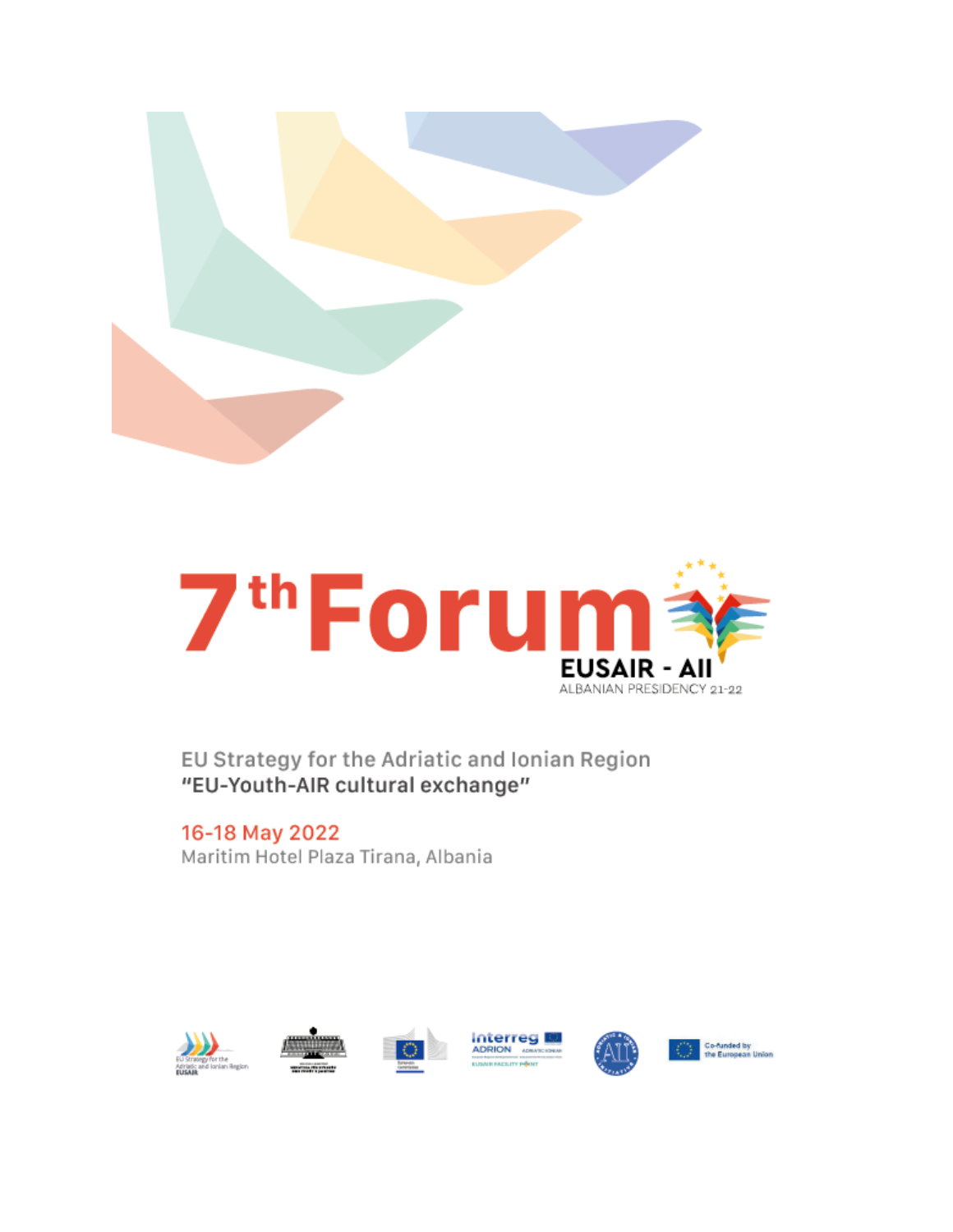# 7th Forum

EUSAIR - AII

ALBANIAN PRESIDENCY 21-22

EU Strategy for the Adriatic and Ionian Region

**"EU-Youth-AIR cultural exchange"**

16-18 May 2022

Maritim Hotel Plaza Tirana, Albania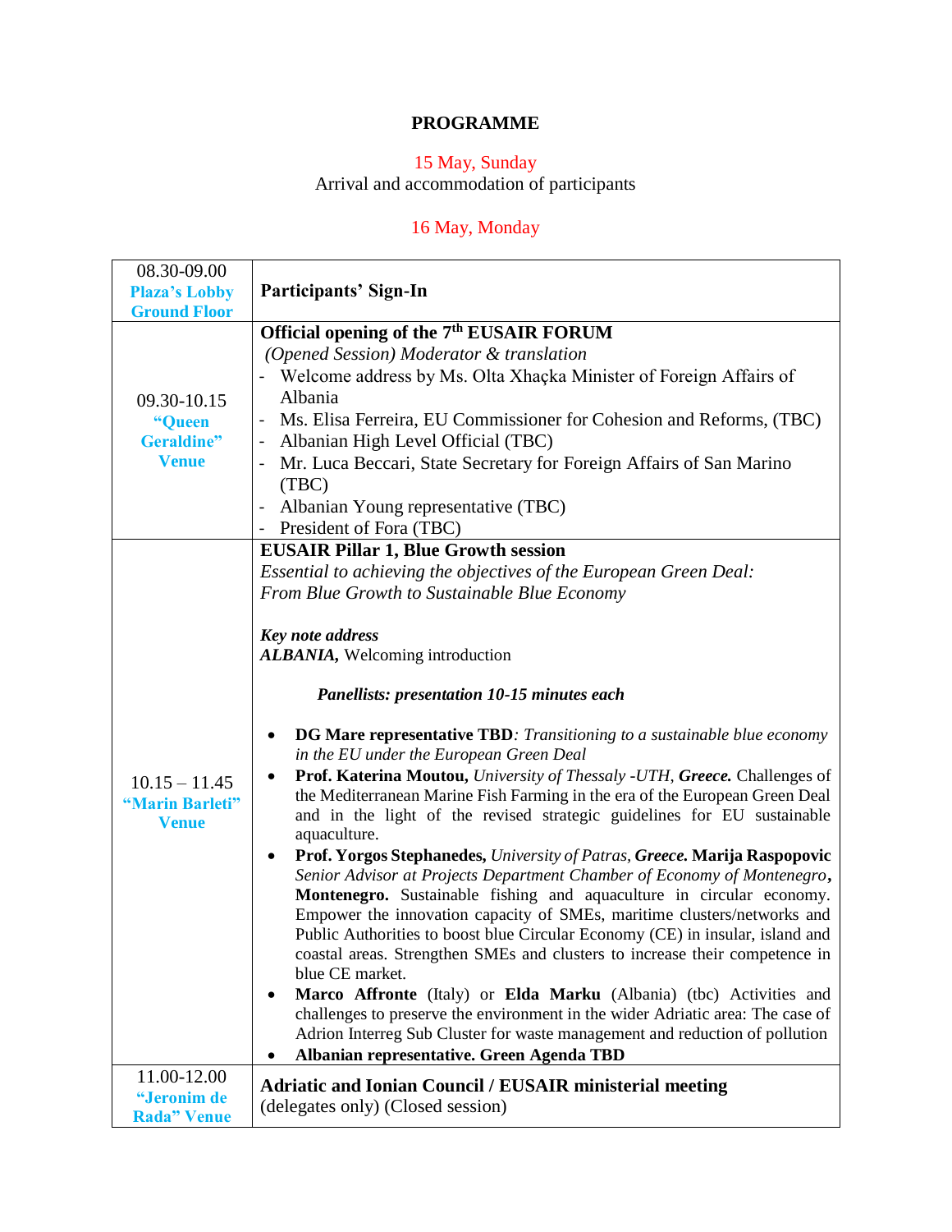# PROGRAMME

15 May, Sunday
Arrival and accommodation of participants

16 May, Monday

| | |
|---|---|
| 08.30-09.00 **Plaza's Lobby Ground Floor** | **Participants' Sign-In** |
| 09.30-10.15 **"Queen Geraldine" Venue** | **Official opening of the 7th EUSAIR FORUM**<br>*(Opened Session) Moderator & translation*<br>- Welcome address by Ms. Olta Xhaçka Minister of Foreign Affairs of Albania<br>- Ms. Elisa Ferreira, EU Commissioner for Cohesion and Reforms, (TBC)<br>- Albanian High Level Official (TBC)<br>- Mr. Luca Beccari, State Secretary for Foreign Affairs of San Marino (TBC)<br>- Albanian Young representative (TBC)<br>- President of Fora (TBC) |
| 10.15 – 11.45 **"Marin Barleti" Venue** | **EUSAIR Pillar 1, Blue Growth session**<br>*Essential to achieving the objectives of the European Green Deal: From Blue Growth to Sustainable Blue Economy*<br><br>***Key note address***<br>***ALBANIA,*** Welcoming introduction<br><br>***Panellists: presentation 10-15 minutes each***<br><br>• **DG Mare representative TBD***: Transitioning to a sustainable blue economy in the EU under the European Green Deal*<br>• **Prof. Katerina Moutou,** *University of Thessaly -UTH,* ***Greece.*** Challenges of the Mediterranean Marine Fish Farming in the era of the European Green Deal and in the light of the revised strategic guidelines for EU sustainable aquaculture.<br>• **Prof. Yorgos Stephanedes,** *University of Patras,* ***Greece.*** **Marija Raspopovic** *Senior Advisor at Projects Department Chamber of Economy of Montenegro***, Montenegro.** Sustainable fishing and aquaculture in circular economy. Empower the innovation capacity of SMEs, maritime clusters/networks and Public Authorities to boost blue Circular Economy (CE) in insular, island and coastal areas. Strengthen SMEs and clusters to increase their competence in blue CE market.<br>• **Marco Affronte** (Italy) or **Elda Marku** (Albania) (tbc) Activities and challenges to preserve the environment in the wider Adriatic area: The case of Adrion Interreg Sub Cluster for waste management and reduction of pollution<br>• **Albanian representative. Green Agenda TBD** |
| 11.00-12.00 **"Jeronim de Rada" Venue** | **Adriatic and Ionian Council / EUSAIR ministerial meeting** (delegates only) (Closed session) |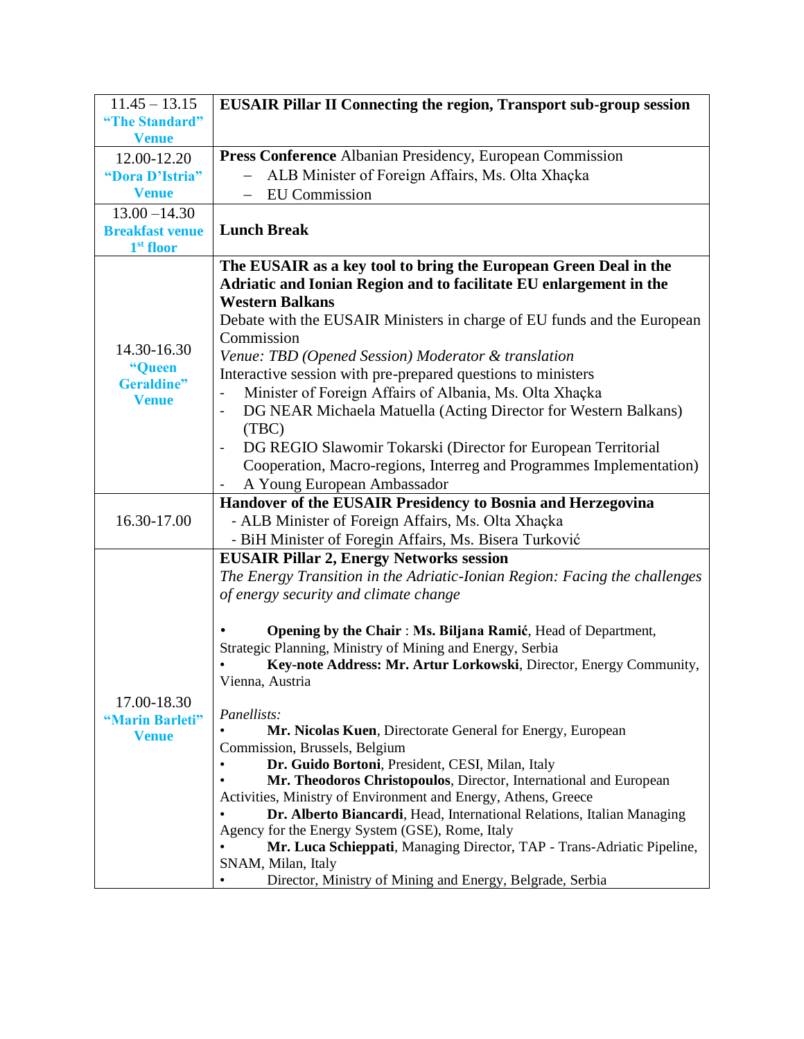| | |
|---|---|
| 11.45 – 13.15 **"The Standard" Venue** | **EUSAIR Pillar II Connecting the region, Transport sub-group session** |
| 12.00-12.20 **"Dora D'Istria" Venue** | **Press Conference** Albanian Presidency, European Commission<br>– ALB Minister of Foreign Affairs, Ms. Olta Xhaçka<br>– EU Commission |
| 13.00 –14.30 **Breakfast venue 1st floor** | **Lunch Break** |
| 14.30-16.30 **"Queen Geraldine" Venue** | **The EUSAIR as a key tool to bring the European Green Deal in the Adriatic and Ionian Region and to facilitate EU enlargement in the Western Balkans**<br>Debate with the EUSAIR Ministers in charge of EU funds and the European Commission<br>*Venue: TBD (Opened Session) Moderator & translation*<br>Interactive session with pre-prepared questions to ministers<br>- Minister of Foreign Affairs of Albania, Ms. Olta Xhaçka<br>- DG NEAR Michaela Matuella (Acting Director for Western Balkans) (TBC)<br>- DG REGIO Slawomir Tokarski (Director for European Territorial Cooperation, Macro-regions, Interreg and Programmes Implementation)<br>- A Young European Ambassador |
| 16.30-17.00 | **Handover of the EUSAIR Presidency to Bosnia and Herzegovina**<br>- ALB Minister of Foreign Affairs, Ms. Olta Xhaçka<br>- BiH Minister of Foregin Affairs, Ms. Bisera Turković |
| 17.00-18.30 **"Marin Barleti" Venue** | **EUSAIR Pillar 2, Energy Networks session**<br>*The Energy Transition in the Adriatic-Ionian Region: Facing the challenges of energy security and climate change*<br><br>• **Opening by the Chair** : **Ms. Biljana Ramić**, Head of Department, Strategic Planning, Ministry of Mining and Energy, Serbia<br>• **Key-note Address: Mr. Artur Lorkowski**, Director, Energy Community, Vienna, Austria<br><br>*Panellists:*<br>• **Mr. Nicolas Kuen**, Directorate General for Energy, European Commission, Brussels, Belgium<br>• **Dr. Guido Bortoni**, President, CESI, Milan, Italy<br>• **Mr. Theodoros Christopoulos**, Director, International and European Activities, Ministry of Environment and Energy, Athens, Greece<br>• **Dr. Alberto Biancardi**, Head, International Relations, Italian Managing Agency for the Energy System (GSE), Rome, Italy<br>• **Mr. Luca Schieppati**, Managing Director, TAP - Trans-Adriatic Pipeline, SNAM, Milan, Italy<br>• Director, Ministry of Mining and Energy, Belgrade, Serbia |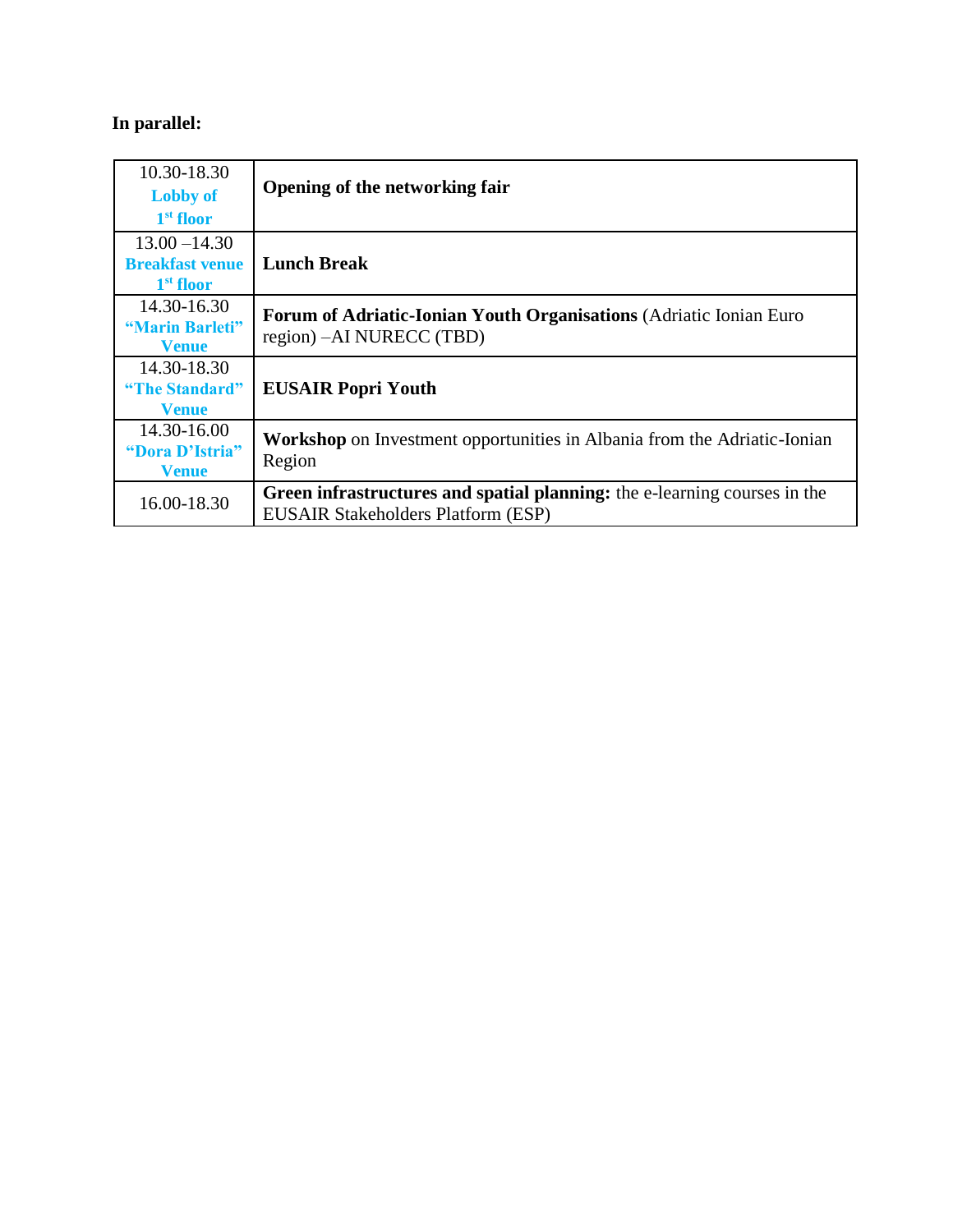**In parallel:**

| | |
|---|---|
| 10.30-18.30 **Lobby of 1st floor** | **Opening of the networking fair** |
| 13.00 –14.30 **Breakfast venue 1st floor** | **Lunch Break** |
| 14.30-16.30 **"Marin Barleti" Venue** | **Forum of Adriatic-Ionian Youth Organisations** (Adriatic Ionian Euro region) –AI NURECC (TBD) |
| 14.30-18.30 **"The Standard" Venue** | **EUSAIR Popri Youth** |
| 14.30-16.00 **"Dora D'Istria" Venue** | **Workshop** on Investment opportunities in Albania from the Adriatic-Ionian Region |
| 16.00-18.30 | **Green infrastructures and spatial planning:** the e-learning courses in the EUSAIR Stakeholders Platform (ESP) |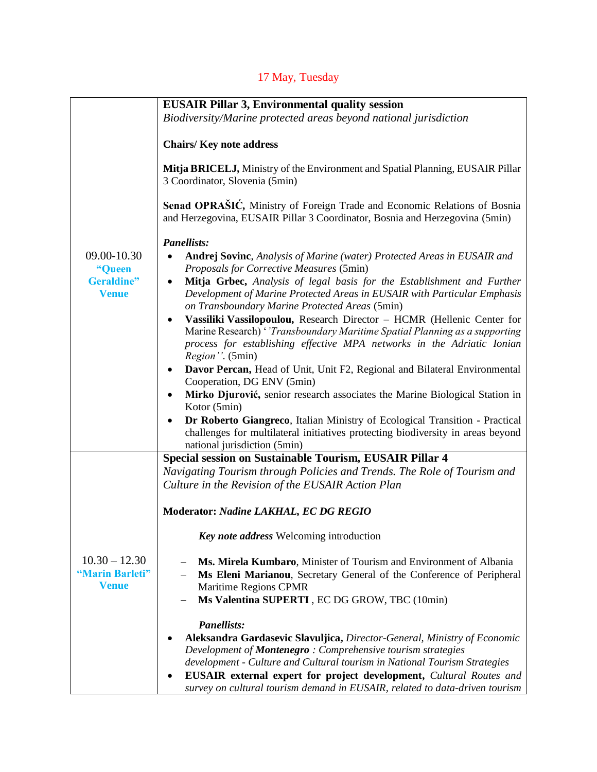17 May, Tuesday

| | |
|---|---|
| 09.00-10.30<br>**"Queen Geraldine" Venue** | **EUSAIR Pillar 3, Environmental quality session**<br>*Biodiversity/Marine protected areas beyond national jurisdiction*<br><br>**Chairs/ Key note address**<br><br>**Mitja BRICELJ,** Ministry of the Environment and Spatial Planning, EUSAIR Pillar 3 Coordinator, Slovenia (5min)<br><br>**Senad OPRAŠIĆ,** Ministry of Foreign Trade and Economic Relations of Bosnia and Herzegovina, EUSAIR Pillar 3 Coordinator, Bosnia and Herzegovina (5min)<br><br>***Panellists:***<br>• **Andrej Sovinc**, *Analysis of Marine (water) Protected Areas in EUSAIR and Proposals for Corrective Measures* (5min)<br>• **Mitja Grbec,** *Analysis of legal basis for the Establishment and Further Development of Marine Protected Areas in EUSAIR with Particular Emphasis on Transboundary Marine Protected Areas* (5min)<br>• **Vassiliki Vassilopoulou,** Research Director – HCMR (Hellenic Center for Marine Research) '*'Transboundary Maritime Spatial Planning as a supporting process for establishing effective MPA networks in the Adriatic Ionian Region''*. (5min)<br>• **Davor Percan,** Head of Unit, Unit F2, Regional and Bilateral Environmental Cooperation, DG ENV (5min)<br>• **Mirko Djurović,** senior research associates the Marine Biological Station in Kotor (5min)<br>• **Dr Roberto Giangreco**, Italian Ministry of Ecological Transition - Practical challenges for multilateral initiatives protecting biodiversity in areas beyond national jurisdiction (5min) |
| 10.30 – 12.30<br>**"Marin Barleti" Venue** | **Special session on Sustainable Tourism, EUSAIR Pillar 4**<br>*Navigating Tourism through Policies and Trends. The Role of Tourism and Culture in the Revision of the EUSAIR Action Plan*<br><br>**Moderator: *Nadine LAKHAL, EC DG REGIO***<br><br>***Key note address*** Welcoming introduction<br><br>– **Ms. Mirela Kumbaro**, Minister of Tourism and Environment of Albania<br>– **Ms Eleni Marianou**, Secretary General of the Conference of Peripheral Maritime Regions CPMR<br>– **Ms Valentina SUPERTI** , EC DG GROW, TBC (10min)<br><br>***Panellists:***<br>• **Aleksandra Gardasevic Slavuljica,** *Director-General, Ministry of Economic Development of **Montenegro** : Comprehensive tourism strategies development - Culture and Cultural tourism in National Tourism Strategies*<br>• **EUSAIR external expert for project development,** *Cultural Routes and survey on cultural tourism demand in EUSAIR, related to data-driven tourism* |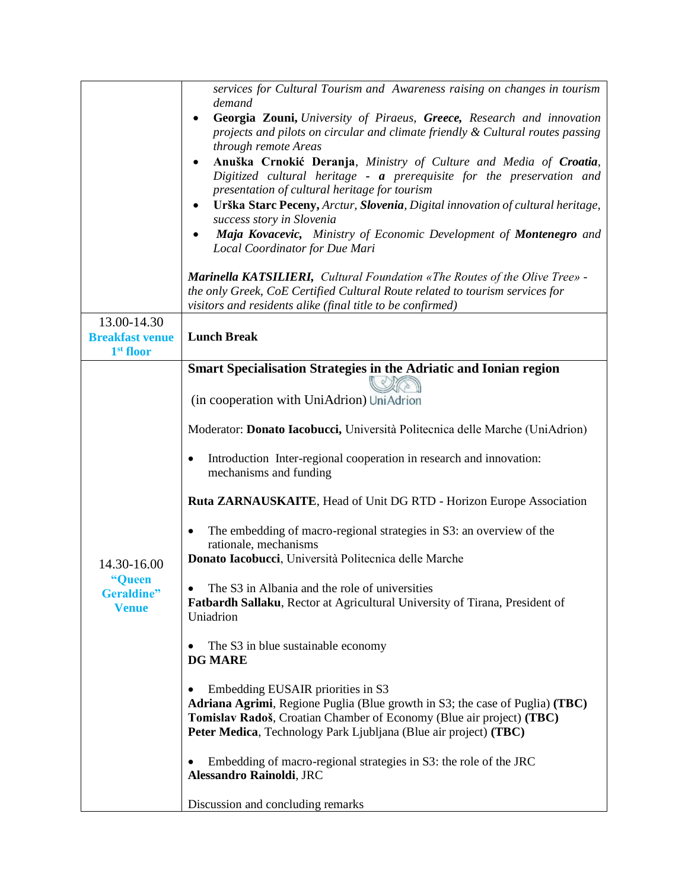| | |
|---|---|
| | *services for Cultural Tourism and Awareness raising on changes in tourism demand*<br>• **Georgia Zouni,** *University of Piraeus,* ***Greece,*** *Research and innovation projects and pilots on circular and climate friendly & Cultural routes passing through remote Areas*<br>• **Anuška Crnokić Deranja**, *Ministry of Culture and Media of* ***Croatia***, *Digitized cultural heritage -* ***a*** *prerequisite for the preservation and presentation of cultural heritage for tourism*<br>• **Urška Starc Peceny,** *Arctur,* ***Slovenia***, *Digital innovation of cultural heritage, success story in Slovenia*<br>• ***Maja Kovacevic,*** *Ministry of Economic Development of* ***Montenegro*** *and Local Coordinator for Due Mari*<br><br>***Marinella KATSILIERI,*** *Cultural Foundation «The Routes of the Olive Tree» - the only Greek, CoE Certified Cultural Route related to tourism services for visitors and residents alike (final title to be confirmed)* |
| 13.00-14.30<br>**Breakfast venue 1st floor** | **Lunch Break** |
| 14.30-16.00<br>**"Queen Geraldine" Venue** | **Smart Specialisation Strategies in the Adriatic and Ionian region**<br><br>(in cooperation with UniAdrion) UniAdrion<br><br>Moderator: **Donato Iacobucci,** Università Politecnica delle Marche (UniAdrion)<br><br>• Introduction Inter-regional cooperation in research and innovation: mechanisms and funding<br><br>**Ruta ZARNAUSKAITE**, Head of Unit DG RTD - Horizon Europe Association<br><br>• The embedding of macro-regional strategies in S3: an overview of the rationale, mechanisms<br>**Donato Iacobucci**, Università Politecnica delle Marche<br><br>• The S3 in Albania and the role of universities<br>**Fatbardh Sallaku**, Rector at Agricultural University of Tirana, President of Uniadrion<br><br>• The S3 in blue sustainable economy<br>**DG MARE**<br><br>• Embedding EUSAIR priorities in S3<br>**Adriana Agrimi**, Regione Puglia (Blue growth in S3; the case of Puglia) **(TBC)**<br>**Tomislav Radoš**, Croatian Chamber of Economy (Blue air project) **(TBC)**<br>**Peter Medica**, Technology Park Ljubljana (Blue air project) **(TBC)**<br><br>• Embedding of macro-regional strategies in S3: the role of the JRC<br>**Alessandro Rainoldi**, JRC<br><br>Discussion and concluding remarks |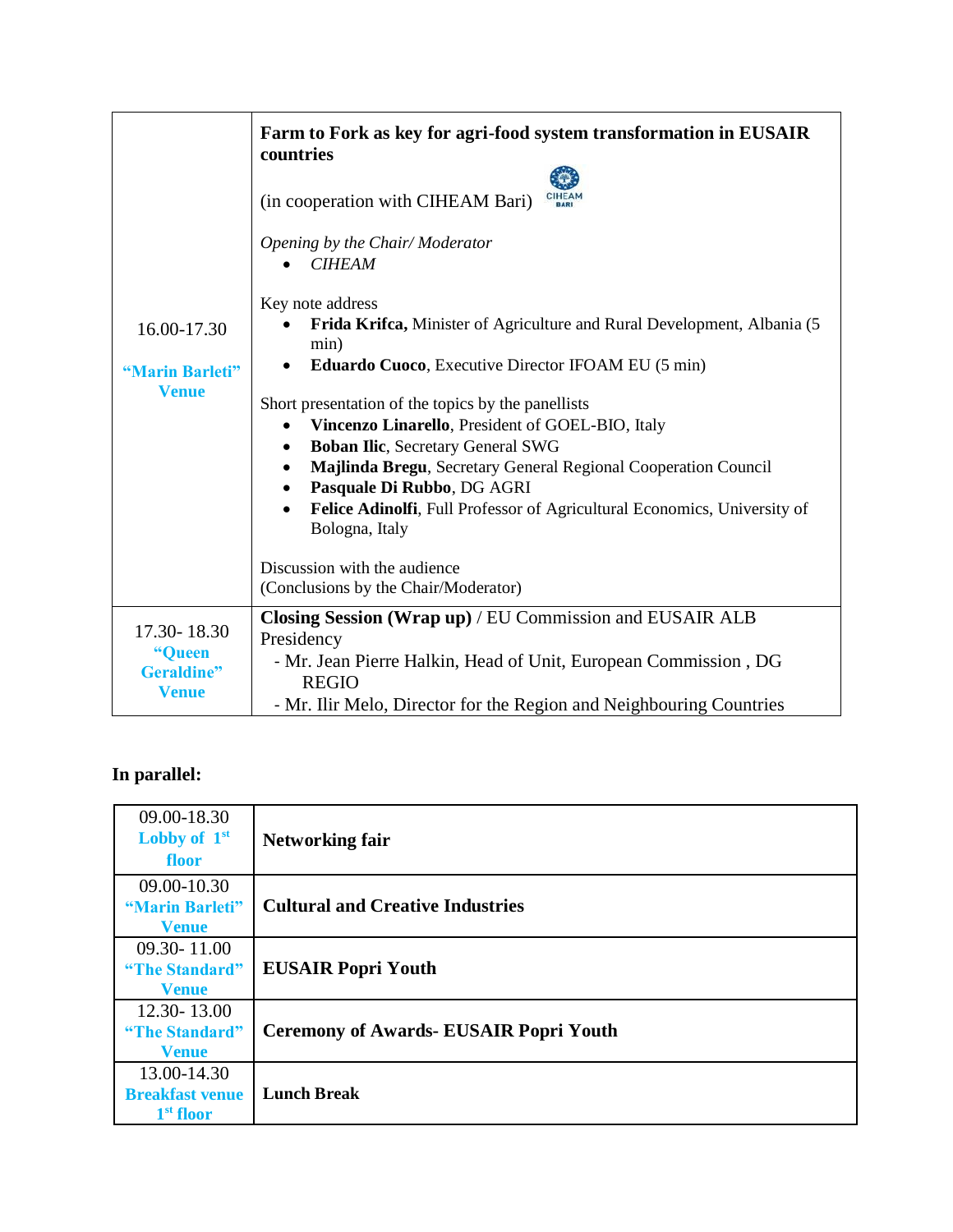| | |
|---|---|
| 16.00-17.30<br><br>**"Marin Barleti" Venue** | **Farm to Fork as key for agri-food system transformation in EUSAIR countries**<br><br>(in cooperation with CIHEAM Bari)<br><br>*Opening by the Chair/ Moderator*<br>• *CIHEAM*<br><br>Key note address<br>• **Frida Krifca,** Minister of Agriculture and Rural Development, Albania (5 min)<br>• **Eduardo Cuoco**, Executive Director IFOAM EU (5 min)<br><br>Short presentation of the topics by the panellists<br>• **Vincenzo Linarello**, President of GOEL-BIO, Italy<br>• **Boban Ilic**, Secretary General SWG<br>• **Majlinda Bregu**, Secretary General Regional Cooperation Council<br>• **Pasquale Di Rubbo**, DG AGRI<br>• **Felice Adinolfi**, Full Professor of Agricultural Economics, University of Bologna, Italy<br><br>Discussion with the audience<br>(Conclusions by the Chair/Moderator) |
| 17.30- 18.30<br>**"Queen Geraldine" Venue** | **Closing Session (Wrap up)** / EU Commission and EUSAIR ALB Presidency<br>- Mr. Jean Pierre Halkin, Head of Unit, European Commission , DG REGIO<br>- Mr. Ilir Melo, Director for the Region and Neighbouring Countries |

**In parallel:**

| | |
|---|---|
| 09.00-18.30<br>**Lobby of 1st floor** | **Networking fair** |
| 09.00-10.30<br>**"Marin Barleti" Venue** | **Cultural and Creative Industries** |
| 09.30- 11.00<br>**"The Standard" Venue** | **EUSAIR Popri Youth** |
| 12.30- 13.00<br>**"The Standard" Venue** | **Ceremony of Awards- EUSAIR Popri Youth** |
| 13.00-14.30<br>**Breakfast venue 1st floor** | **Lunch Break** |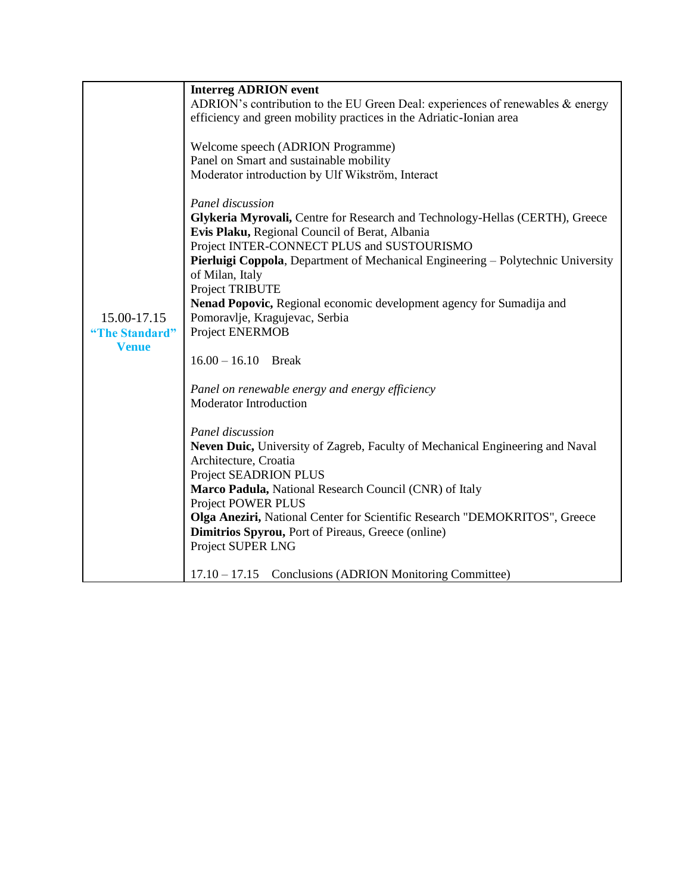| | |
|---|---|
| 15.00-17.15<br>**"The Standard" Venue** | **Interreg ADRION event**<br>ADRION's contribution to the EU Green Deal: experiences of renewables & energy efficiency and green mobility practices in the Adriatic-Ionian area<br><br>Welcome speech (ADRION Programme)<br>Panel on Smart and sustainable mobility<br>Moderator introduction by Ulf Wikström, Interact<br><br>*Panel discussion*<br>**Glykeria Myrovali,** Centre for Research and Technology-Hellas (CERTH), Greece<br>**Evis Plaku,** Regional Council of Berat, Albania<br>Project INTER-CONNECT PLUS and SUSTOURISMO<br>**Pierluigi Coppola**, Department of Mechanical Engineering – Polytechnic University of Milan, Italy<br>Project TRIBUTE<br>**Nenad Popovic,** Regional economic development agency for Sumadija and Pomoravlje, Kragujevac, Serbia<br>Project ENERMOB<br><br>16.00 – 16.10 Break<br><br>*Panel on renewable energy and energy efficiency*<br>Moderator Introduction<br><br>*Panel discussion*<br>**Neven Duic,** University of Zagreb, Faculty of Mechanical Engineering and Naval Architecture, Croatia<br>Project SEADRION PLUS<br>**Marco Padula,** National Research Council (CNR) of Italy<br>Project POWER PLUS<br>**Olga Aneziri,** National Center for Scientific Research "DEMOKRITOS", Greece<br>**Dimitrios Spyrou,** Port of Pireaus, Greece (online)<br>Project SUPER LNG<br><br>17.10 – 17.15 Conclusions (ADRION Monitoring Committee) |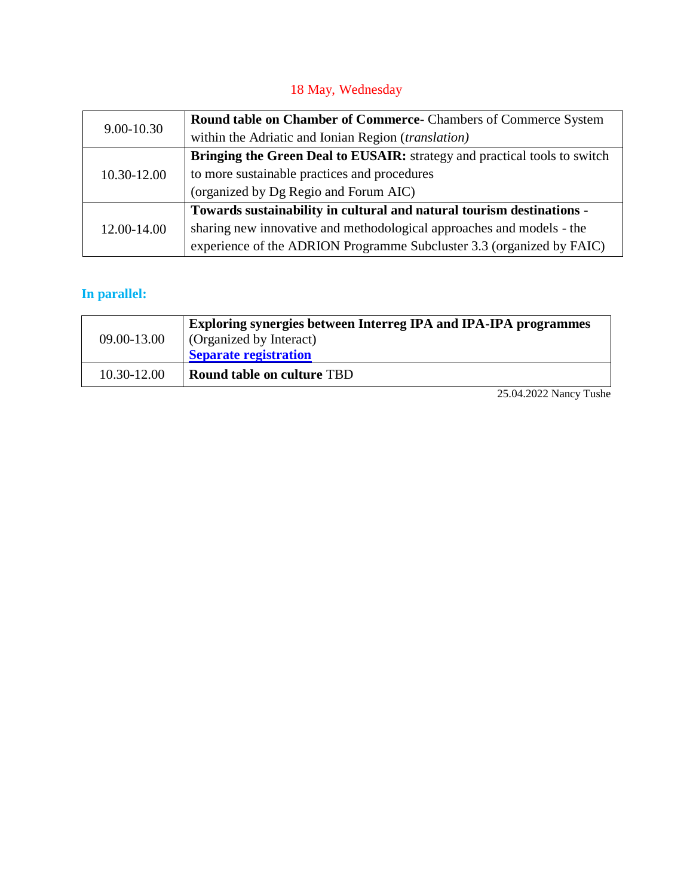18 May, Wednesday

| | |
|---|---|
| 9.00-10.30 | **Round table on Chamber of Commerce-** Chambers of Commerce System within the Adriatic and Ionian Region (*translation)* |
| 10.30-12.00 | **Bringing the Green Deal to EUSAIR:** strategy and practical tools to switch to more sustainable practices and procedures (organized by Dg Regio and Forum AIC) |
| 12.00-14.00 | **Towards sustainability in cultural and natural tourism destinations -** sharing new innovative and methodological approaches and models - the experience of the ADRION Programme Subcluster 3.3 (organized by FAIC) |

**In parallel:**

| | |
|---|---|
| 09.00-13.00 | **Exploring synergies between Interreg IPA and IPA-IPA programmes** (Organized by Interact) **Separate registration** |
| 10.30-12.00 | **Round table on culture** TBD |

25.04.2022 Nancy Tushe